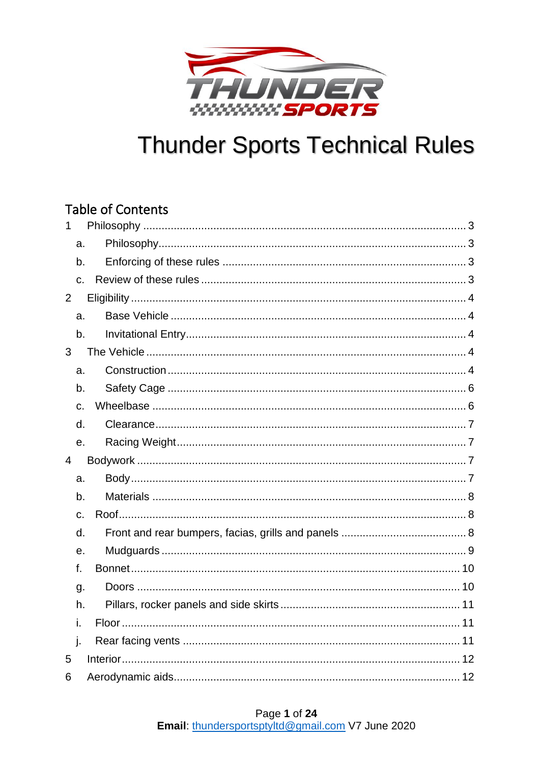# Thunder Sports Technical Rules

## Table of Contents

1 Philosophy ........................................................................................................ 3

a. Philosophy.................................................................................................. 3

b. Enforcing of these rules .............................................................................. 3

c. Review of these rules ...................................................................................... 3

2 Eligibility ............................................................................................................. 4

a. Base Vehicle ................................................................................................ 4

b. Invitational Entry.......................................................................................... 4

3 The Vehicle ........................................................................................................ 4

a. Construction ................................................................................................ 4

b. Safety Cage ................................................................................................. 6

c. Wheelbase ...................................................................................................... 6

d. Clearance..................................................................................................... 7

e. Racing Weight.............................................................................................. 7

4 Bodywork ........................................................................................................... 7

a. Body............................................................................................................. 7

b. Materials ...................................................................................................... 8

c. Roof................................................................................................................ 8

d. Front and rear bumpers, facias, grills and panels ........................................ 8

e. Mudguards ................................................................................................... 9

f. Bonnet........................................................................................................... 10

g. Doors ......................................................................................................... 10

h. Pillars, rocker panels and side skirts .......................................................... 11

i. Floor .............................................................................................................. 11

j. Rear facing vents .......................................................................................... 11

5 Interior.............................................................................................................. 12

6 Aerodynamic aids............................................................................................. 12

**Email**: thundersportsptyltd@gmail.com V7 June 2020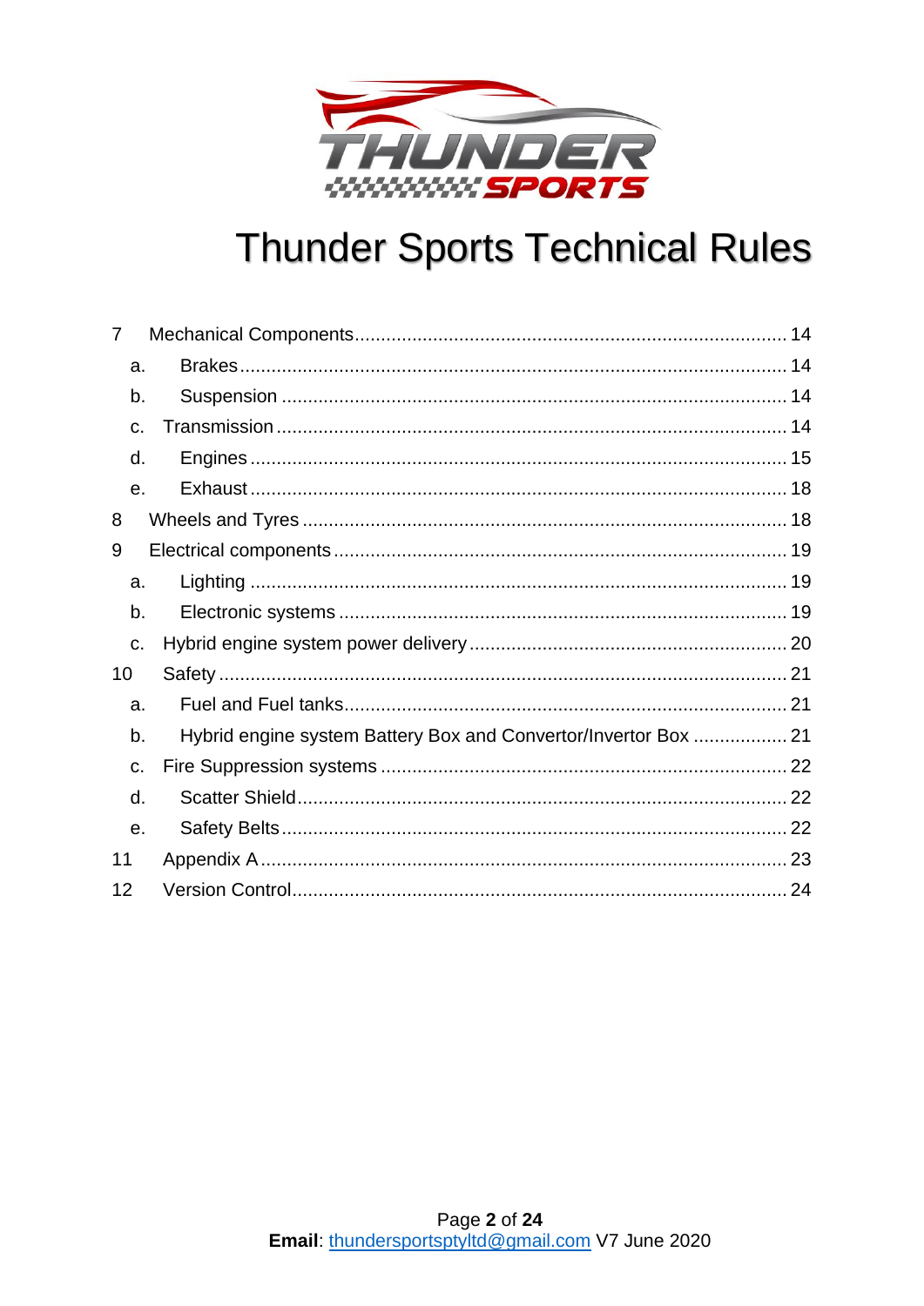# Thunder Sports Technical Rules

7 Mechanical Components ........ 14

- a. Brakes ........ 14
- b. Suspension ........ 14
- c. Transmission ........ 14
- d. Engines ........ 15
- e. Exhaust ........ 18

8 Wheels and Tyres ........ 18

9 Electrical components ........ 19

- a. Lighting ........ 19
- b. Electronic systems ........ 19
- c. Hybrid engine system power delivery ........ 20

10 Safety ........ 21

- a. Fuel and Fuel tanks ........ 21
- b. Hybrid engine system Battery Box and Convertor/Invertor Box ........ 21
- c. Fire Suppression systems ........ 22
- d. Scatter Shield ........ 22
- e. Safety Belts ........ 22

11 Appendix A ........ 23

12 Version Control ........ 24

**Email**: thundersportsptyltd@gmail.com V7 June 2020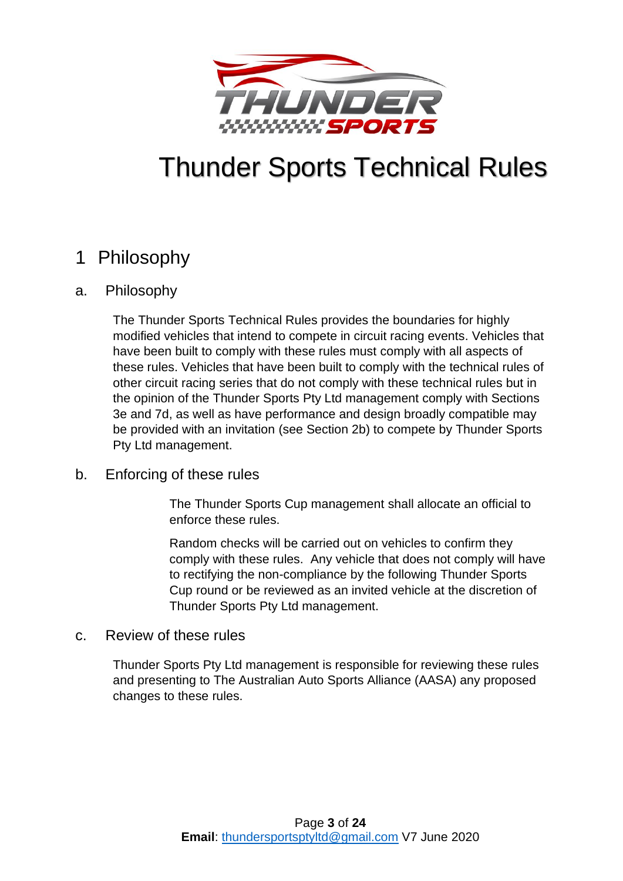# Thunder Sports Technical Rules

## 1 Philosophy

### a. Philosophy

The Thunder Sports Technical Rules provides the boundaries for highly modified vehicles that intend to compete in circuit racing events. Vehicles that have been built to comply with these rules must comply with all aspects of these rules. Vehicles that have been built to comply with the technical rules of other circuit racing series that do not comply with these technical rules but in the opinion of the Thunder Sports Pty Ltd management comply with Sections 3e and 7d, as well as have performance and design broadly compatible may be provided with an invitation (see Section 2b) to compete by Thunder Sports Pty Ltd management.

### b. Enforcing of these rules

The Thunder Sports Cup management shall allocate an official to enforce these rules.

Random checks will be carried out on vehicles to confirm they comply with these rules. Any vehicle that does not comply will have to rectifying the non-compliance by the following Thunder Sports Cup round or be reviewed as an invited vehicle at the discretion of Thunder Sports Pty Ltd management.

### c. Review of these rules

Thunder Sports Pty Ltd management is responsible for reviewing these rules and presenting to The Australian Auto Sports Alliance (AASA) any proposed changes to these rules.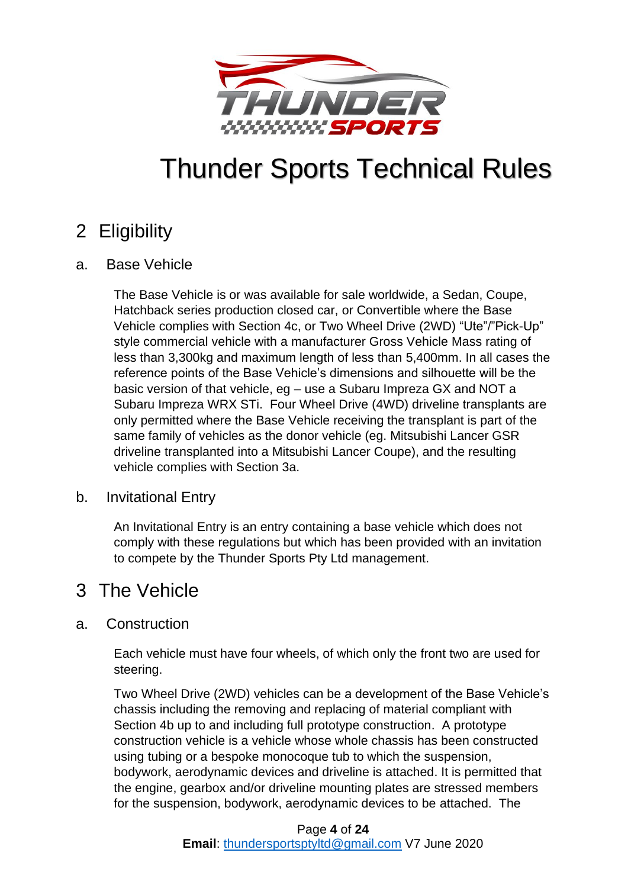# Thunder Sports Technical Rules

## 2 Eligibility

### a. Base Vehicle

The Base Vehicle is or was available for sale worldwide, a Sedan, Coupe, Hatchback series production closed car, or Convertible where the Base Vehicle complies with Section 4c, or Two Wheel Drive (2WD) “Ute”/”Pick-Up” style commercial vehicle with a manufacturer Gross Vehicle Mass rating of less than 3,300kg and maximum length of less than 5,400mm. In all cases the reference points of the Base Vehicle’s dimensions and silhouette will be the basic version of that vehicle, eg – use a Subaru Impreza GX and NOT a Subaru Impreza WRX STi. Four Wheel Drive (4WD) driveline transplants are only permitted where the Base Vehicle receiving the transplant is part of the same family of vehicles as the donor vehicle (eg. Mitsubishi Lancer GSR driveline transplanted into a Mitsubishi Lancer Coupe), and the resulting vehicle complies with Section 3a.

### b. Invitational Entry

An Invitational Entry is an entry containing a base vehicle which does not comply with these regulations but which has been provided with an invitation to compete by the Thunder Sports Pty Ltd management.

## 3 The Vehicle

### a. Construction

Each vehicle must have four wheels, of which only the front two are used for steering.

Two Wheel Drive (2WD) vehicles can be a development of the Base Vehicle’s chassis including the removing and replacing of material compliant with Section 4b up to and including full prototype construction. A prototype construction vehicle is a vehicle whose whole chassis has been constructed using tubing or a bespoke monocoque tub to which the suspension, bodywork, aerodynamic devices and driveline is attached. It is permitted that the engine, gearbox and/or driveline mounting plates are stressed members for the suspension, bodywork, aerodynamic devices to be attached. The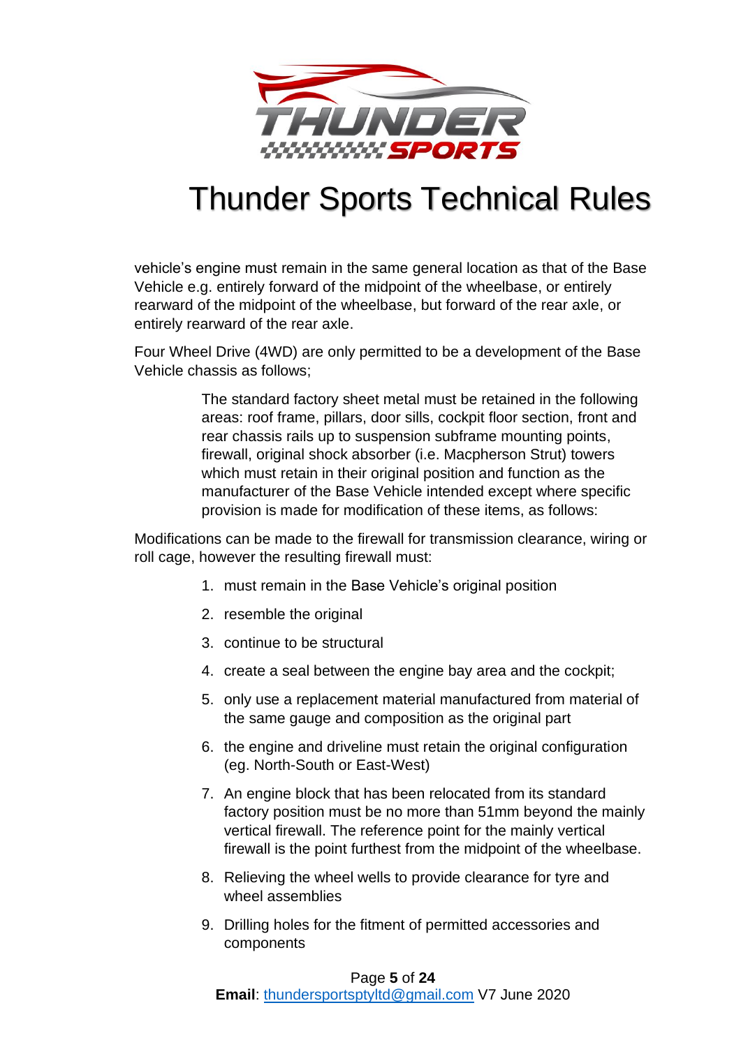vehicle's engine must remain in the same general location as that of the Base Vehicle e.g. entirely forward of the midpoint of the wheelbase, or entirely rearward of the midpoint of the wheelbase, but forward of the rear axle, or entirely rearward of the rear axle.

Four Wheel Drive (4WD) are only permitted to be a development of the Base Vehicle chassis as follows;

> The standard factory sheet metal must be retained in the following areas: roof frame, pillars, door sills, cockpit floor section, front and rear chassis rails up to suspension subframe mounting points, firewall, original shock absorber (i.e. Macpherson Strut) towers which must retain in their original position and function as the manufacturer of the Base Vehicle intended except where specific provision is made for modification of these items, as follows:

Modifications can be made to the firewall for transmission clearance, wiring or roll cage, however the resulting firewall must:

1. must remain in the Base Vehicle's original position
2. resemble the original
3. continue to be structural
4. create a seal between the engine bay area and the cockpit;
5. only use a replacement material manufactured from material of the same gauge and composition as the original part
6. the engine and driveline must retain the original configuration (eg. North-South or East-West)
7. An engine block that has been relocated from its standard factory position must be no more than 51mm beyond the mainly vertical firewall. The reference point for the mainly vertical firewall is the point furthest from the midpoint of the wheelbase.
8. Relieving the wheel wells to provide clearance for tyre and wheel assemblies
9. Drilling holes for the fitment of permitted accessories and components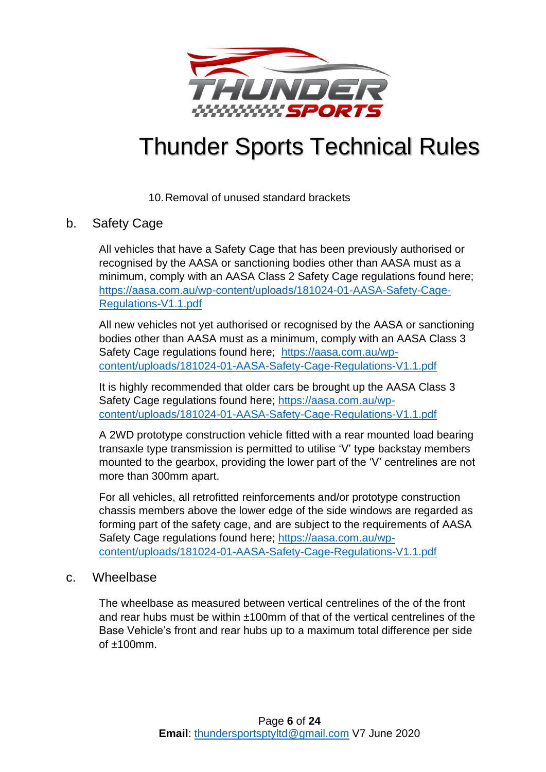10. Removal of unused standard brackets

b. Safety Cage

All vehicles that have a Safety Cage that has been previously authorised or recognised by the AASA or sanctioning bodies other than AASA must as a minimum, comply with an AASA Class 2 Safety Cage regulations found here; https://aasa.com.au/wp-content/uploads/181024-01-AASA-Safety-Cage-Regulations-V1.1.pdf

All new vehicles not yet authorised or recognised by the AASA or sanctioning bodies other than AASA must as a minimum, comply with an AASA Class 3 Safety Cage regulations found here; https://aasa.com.au/wp-content/uploads/181024-01-AASA-Safety-Cage-Regulations-V1.1.pdf

It is highly recommended that older cars be brought up the AASA Class 3 Safety Cage regulations found here; https://aasa.com.au/wp-content/uploads/181024-01-AASA-Safety-Cage-Regulations-V1.1.pdf

A 2WD prototype construction vehicle fitted with a rear mounted load bearing transaxle type transmission is permitted to utilise 'V' type backstay members mounted to the gearbox, providing the lower part of the 'V' centrelines are not more than 300mm apart.

For all vehicles, all retrofitted reinforcements and/or prototype construction chassis members above the lower edge of the side windows are regarded as forming part of the safety cage, and are subject to the requirements of AASA Safety Cage regulations found here; https://aasa.com.au/wp-content/uploads/181024-01-AASA-Safety-Cage-Regulations-V1.1.pdf

c. Wheelbase

The wheelbase as measured between vertical centrelines of the of the front and rear hubs must be within ±100mm of that of the vertical centrelines of the Base Vehicle's front and rear hubs up to a maximum total difference per side of ±100mm.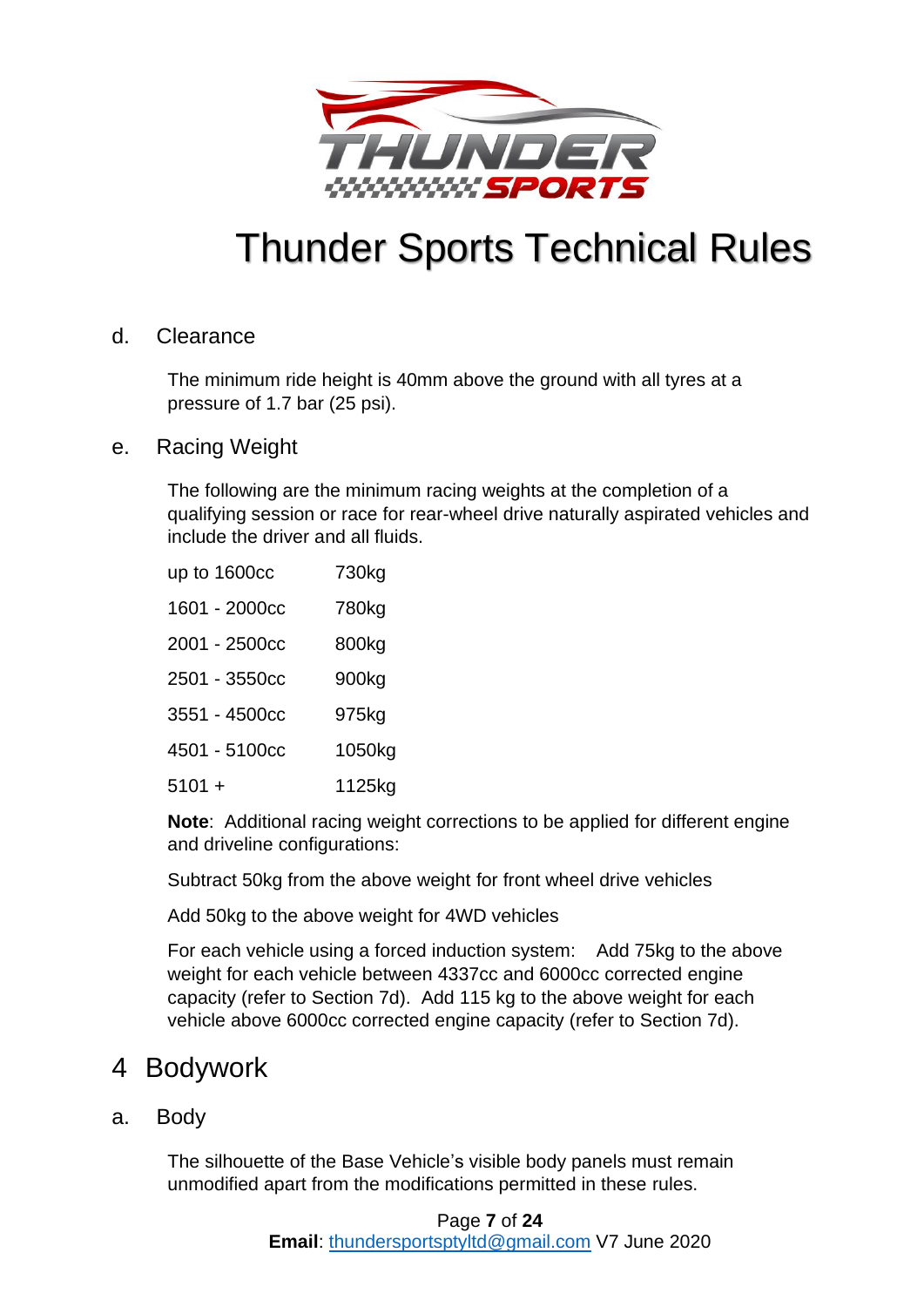### d. Clearance

The minimum ride height is 40mm above the ground with all tyres at a pressure of 1.7 bar (25 psi).

### e. Racing Weight

The following are the minimum racing weights at the completion of a qualifying session or race for rear-wheel drive naturally aspirated vehicles and include the driver and all fluids.

| Engine capacity | Minimum weight |
|---|---|
| up to 1600cc | 730kg |
| 1601 - 2000cc | 780kg |
| 2001 - 2500cc | 800kg |
| 2501 - 3550cc | 900kg |
| 3551 - 4500cc | 975kg |
| 4501 - 5100cc | 1050kg |
| 5101 + | 1125kg |

**Note**: Additional racing weight corrections to be applied for different engine and driveline configurations:

Subtract 50kg from the above weight for front wheel drive vehicles

Add 50kg to the above weight for 4WD vehicles

For each vehicle using a forced induction system: Add 75kg to the above weight for each vehicle between 4337cc and 6000cc corrected engine capacity (refer to Section 7d). Add 115 kg to the above weight for each vehicle above 6000cc corrected engine capacity (refer to Section 7d).

## 4 Bodywork

### a. Body

The silhouette of the Base Vehicle's visible body panels must remain unmodified apart from the modifications permitted in these rules.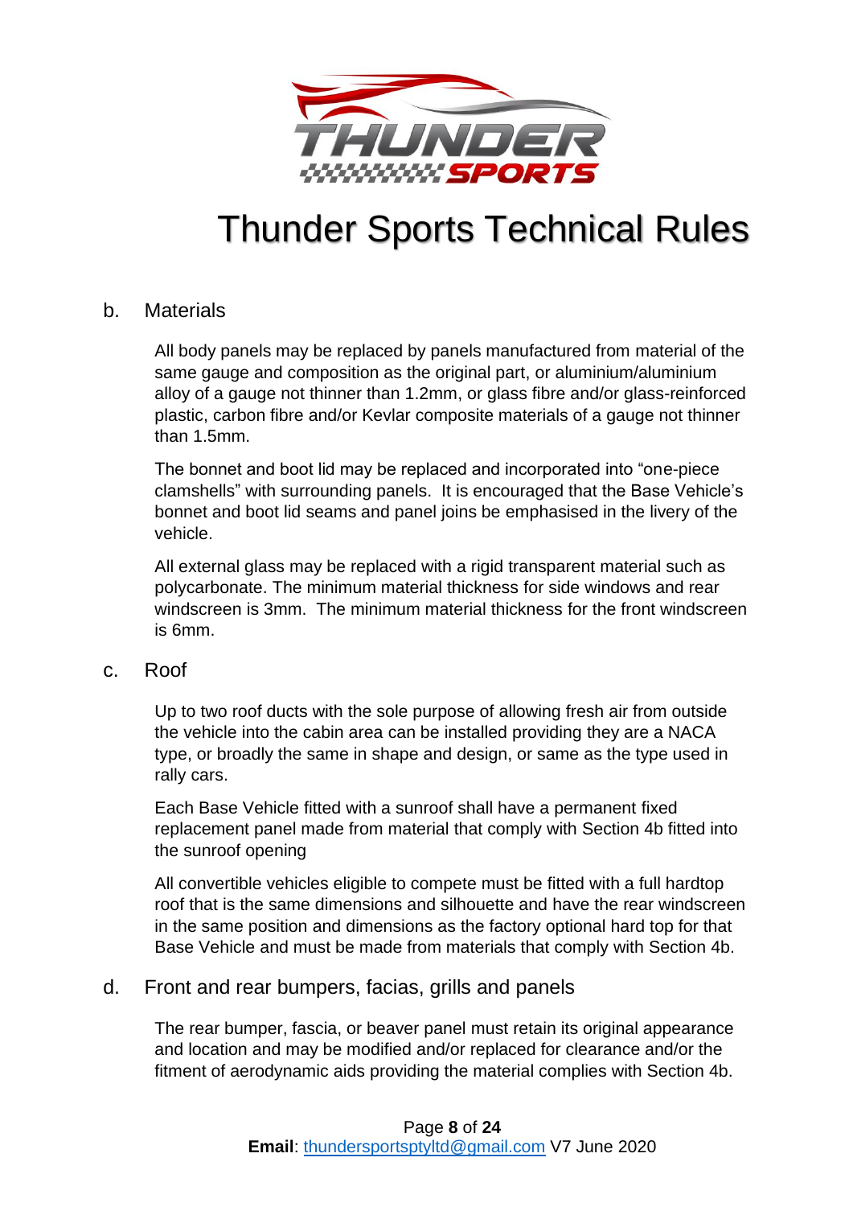# Thunder Sports Technical Rules

## b. Materials

All body panels may be replaced by panels manufactured from material of the same gauge and composition as the original part, or aluminium/aluminium alloy of a gauge not thinner than 1.2mm, or glass fibre and/or glass-reinforced plastic, carbon fibre and/or Kevlar composite materials of a gauge not thinner than 1.5mm.

The bonnet and boot lid may be replaced and incorporated into "one-piece clamshells" with surrounding panels. It is encouraged that the Base Vehicle's bonnet and boot lid seams and panel joins be emphasised in the livery of the vehicle.

All external glass may be replaced with a rigid transparent material such as polycarbonate. The minimum material thickness for side windows and rear windscreen is 3mm. The minimum material thickness for the front windscreen is 6mm.

## c. Roof

Up to two roof ducts with the sole purpose of allowing fresh air from outside the vehicle into the cabin area can be installed providing they are a NACA type, or broadly the same in shape and design, or same as the type used in rally cars.

Each Base Vehicle fitted with a sunroof shall have a permanent fixed replacement panel made from material that comply with Section 4b fitted into the sunroof opening

All convertible vehicles eligible to compete must be fitted with a full hardtop roof that is the same dimensions and silhouette and have the rear windscreen in the same position and dimensions as the factory optional hard top for that Base Vehicle and must be made from materials that comply with Section 4b.

## d. Front and rear bumpers, facias, grills and panels

The rear bumper, fascia, or beaver panel must retain its original appearance and location and may be modified and/or replaced for clearance and/or the fitment of aerodynamic aids providing the material complies with Section 4b.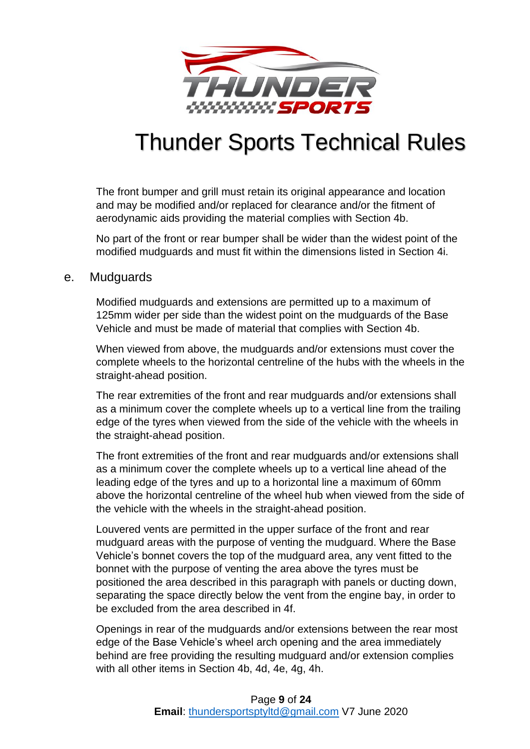The front bumper and grill must retain its original appearance and location and may be modified and/or replaced for clearance and/or the fitment of aerodynamic aids providing the material complies with Section 4b.

No part of the front or rear bumper shall be wider than the widest point of the modified mudguards and must fit within the dimensions listed in Section 4i.

## e. Mudguards

Modified mudguards and extensions are permitted up to a maximum of 125mm wider per side than the widest point on the mudguards of the Base Vehicle and must be made of material that complies with Section 4b.

When viewed from above, the mudguards and/or extensions must cover the complete wheels to the horizontal centreline of the hubs with the wheels in the straight-ahead position.

The rear extremities of the front and rear mudguards and/or extensions shall as a minimum cover the complete wheels up to a vertical line from the trailing edge of the tyres when viewed from the side of the vehicle with the wheels in the straight-ahead position.

The front extremities of the front and rear mudguards and/or extensions shall as a minimum cover the complete wheels up to a vertical line ahead of the leading edge of the tyres and up to a horizontal line a maximum of 60mm above the horizontal centreline of the wheel hub when viewed from the side of the vehicle with the wheels in the straight-ahead position.

Louvered vents are permitted in the upper surface of the front and rear mudguard areas with the purpose of venting the mudguard. Where the Base Vehicle's bonnet covers the top of the mudguard area, any vent fitted to the bonnet with the purpose of venting the area above the tyres must be positioned the area described in this paragraph with panels or ducting down, separating the space directly below the vent from the engine bay, in order to be excluded from the area described in 4f.

Openings in rear of the mudguards and/or extensions between the rear most edge of the Base Vehicle's wheel arch opening and the area immediately behind are free providing the resulting mudguard and/or extension complies with all other items in Section 4b, 4d, 4e, 4g, 4h.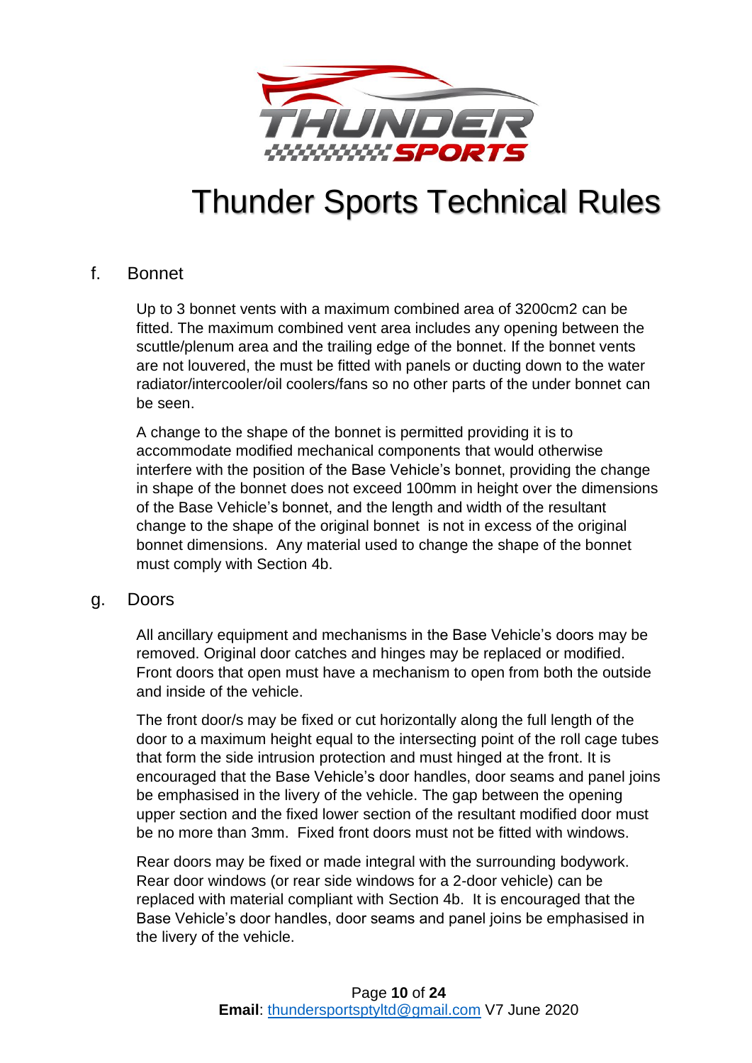## f. Bonnet

Up to 3 bonnet vents with a maximum combined area of 3200cm2 can be fitted. The maximum combined vent area includes any opening between the scuttle/plenum area and the trailing edge of the bonnet. If the bonnet vents are not louvered, the must be fitted with panels or ducting down to the water radiator/intercooler/oil coolers/fans so no other parts of the under bonnet can be seen.

A change to the shape of the bonnet is permitted providing it is to accommodate modified mechanical components that would otherwise interfere with the position of the Base Vehicle's bonnet, providing the change in shape of the bonnet does not exceed 100mm in height over the dimensions of the Base Vehicle's bonnet, and the length and width of the resultant change to the shape of the original bonnet is not in excess of the original bonnet dimensions. Any material used to change the shape of the bonnet must comply with Section 4b.

## g. Doors

All ancillary equipment and mechanisms in the Base Vehicle's doors may be removed. Original door catches and hinges may be replaced or modified. Front doors that open must have a mechanism to open from both the outside and inside of the vehicle.

The front door/s may be fixed or cut horizontally along the full length of the door to a maximum height equal to the intersecting point of the roll cage tubes that form the side intrusion protection and must hinged at the front. It is encouraged that the Base Vehicle's door handles, door seams and panel joins be emphasised in the livery of the vehicle. The gap between the opening upper section and the fixed lower section of the resultant modified door must be no more than 3mm. Fixed front doors must not be fitted with windows.

Rear doors may be fixed or made integral with the surrounding bodywork. Rear door windows (or rear side windows for a 2-door vehicle) can be replaced with material compliant with Section 4b. It is encouraged that the Base Vehicle's door handles, door seams and panel joins be emphasised in the livery of the vehicle.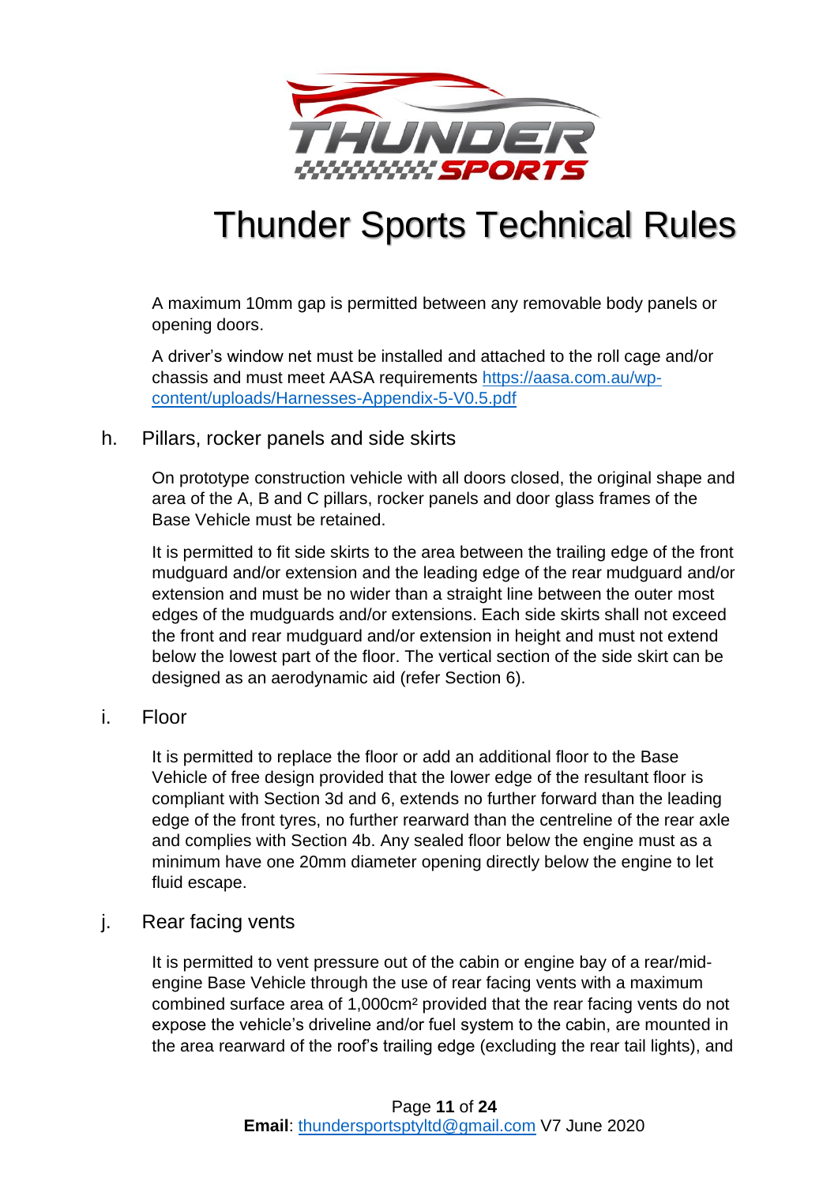A maximum 10mm gap is permitted between any removable body panels or opening doors.

A driver's window net must be installed and attached to the roll cage and/or chassis and must meet AASA requirements [https://aasa.com.au/wp-content/uploads/Harnesses-Appendix-5-V0.5.pdf](https://aasa.com.au/wp-content/uploads/Harnesses-Appendix-5-V0.5.pdf)

### h. Pillars, rocker panels and side skirts

On prototype construction vehicle with all doors closed, the original shape and area of the A, B and C pillars, rocker panels and door glass frames of the Base Vehicle must be retained.

It is permitted to fit side skirts to the area between the trailing edge of the front mudguard and/or extension and the leading edge of the rear mudguard and/or extension and must be no wider than a straight line between the outer most edges of the mudguards and/or extensions. Each side skirts shall not exceed the front and rear mudguard and/or extension in height and must not extend below the lowest part of the floor. The vertical section of the side skirt can be designed as an aerodynamic aid (refer Section 6).

### i. Floor

It is permitted to replace the floor or add an additional floor to the Base Vehicle of free design provided that the lower edge of the resultant floor is compliant with Section 3d and 6, extends no further forward than the leading edge of the front tyres, no further rearward than the centreline of the rear axle and complies with Section 4b. Any sealed floor below the engine must as a minimum have one 20mm diameter opening directly below the engine to let fluid escape.

### j. Rear facing vents

It is permitted to vent pressure out of the cabin or engine bay of a rear/mid-engine Base Vehicle through the use of rear facing vents with a maximum combined surface area of 1,000cm² provided that the rear facing vents do not expose the vehicle's driveline and/or fuel system to the cabin, are mounted in the area rearward of the roof's trailing edge (excluding the rear tail lights), and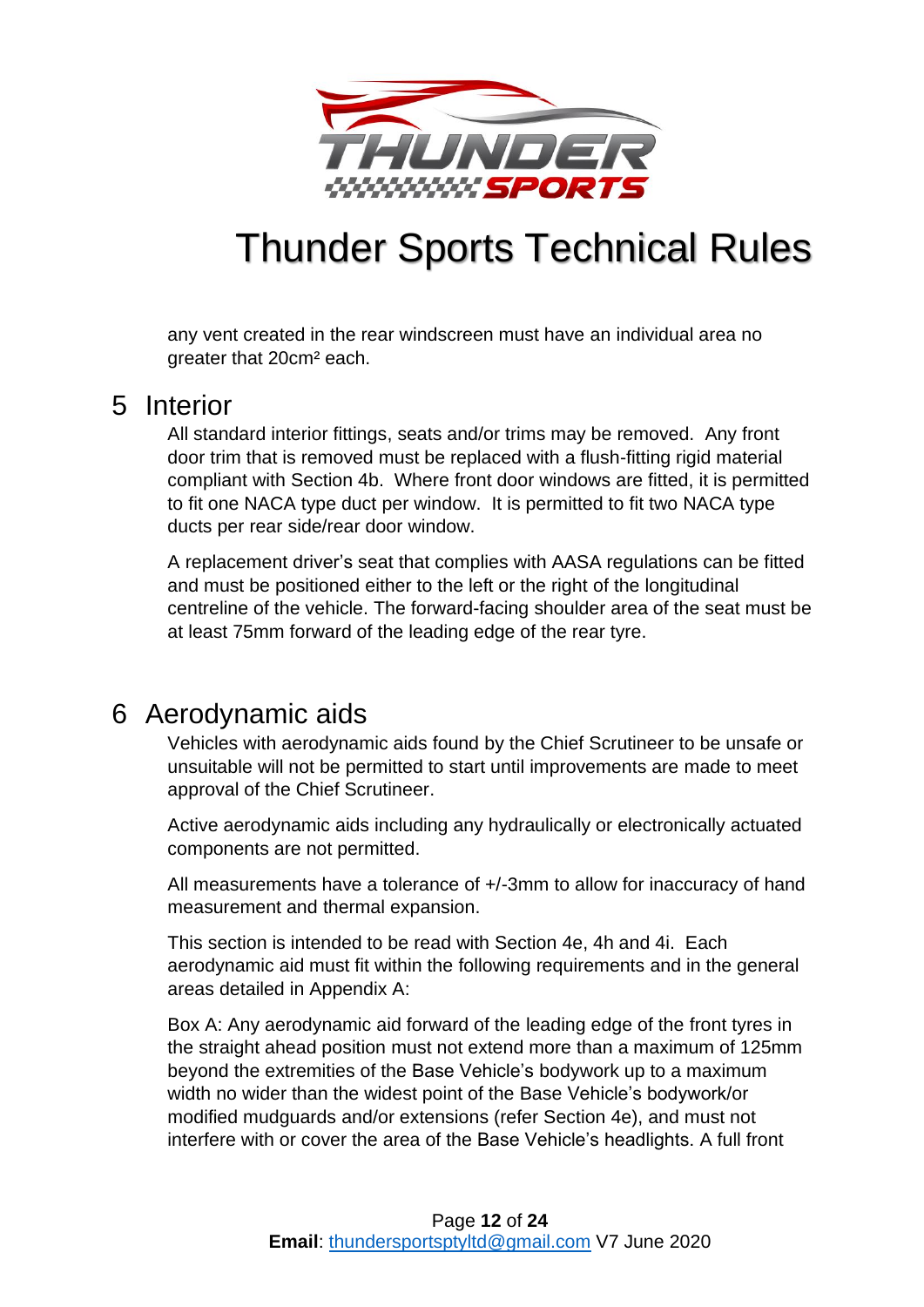any vent created in the rear windscreen must have an individual area no greater that 20cm² each.

# 5 Interior

All standard interior fittings, seats and/or trims may be removed. Any front door trim that is removed must be replaced with a flush-fitting rigid material compliant with Section 4b. Where front door windows are fitted, it is permitted to fit one NACA type duct per window. It is permitted to fit two NACA type ducts per rear side/rear door window.

A replacement driver's seat that complies with AASA regulations can be fitted and must be positioned either to the left or the right of the longitudinal centreline of the vehicle. The forward-facing shoulder area of the seat must be at least 75mm forward of the leading edge of the rear tyre.

# 6 Aerodynamic aids

Vehicles with aerodynamic aids found by the Chief Scrutineer to be unsafe or unsuitable will not be permitted to start until improvements are made to meet approval of the Chief Scrutineer.

Active aerodynamic aids including any hydraulically or electronically actuated components are not permitted.

All measurements have a tolerance of +/-3mm to allow for inaccuracy of hand measurement and thermal expansion.

This section is intended to be read with Section 4e, 4h and 4i. Each aerodynamic aid must fit within the following requirements and in the general areas detailed in Appendix A:

Box A: Any aerodynamic aid forward of the leading edge of the front tyres in the straight ahead position must not extend more than a maximum of 125mm beyond the extremities of the Base Vehicle's bodywork up to a maximum width no wider than the widest point of the Base Vehicle's bodywork/or modified mudguards and/or extensions (refer Section 4e), and must not interfere with or cover the area of the Base Vehicle's headlights. A full front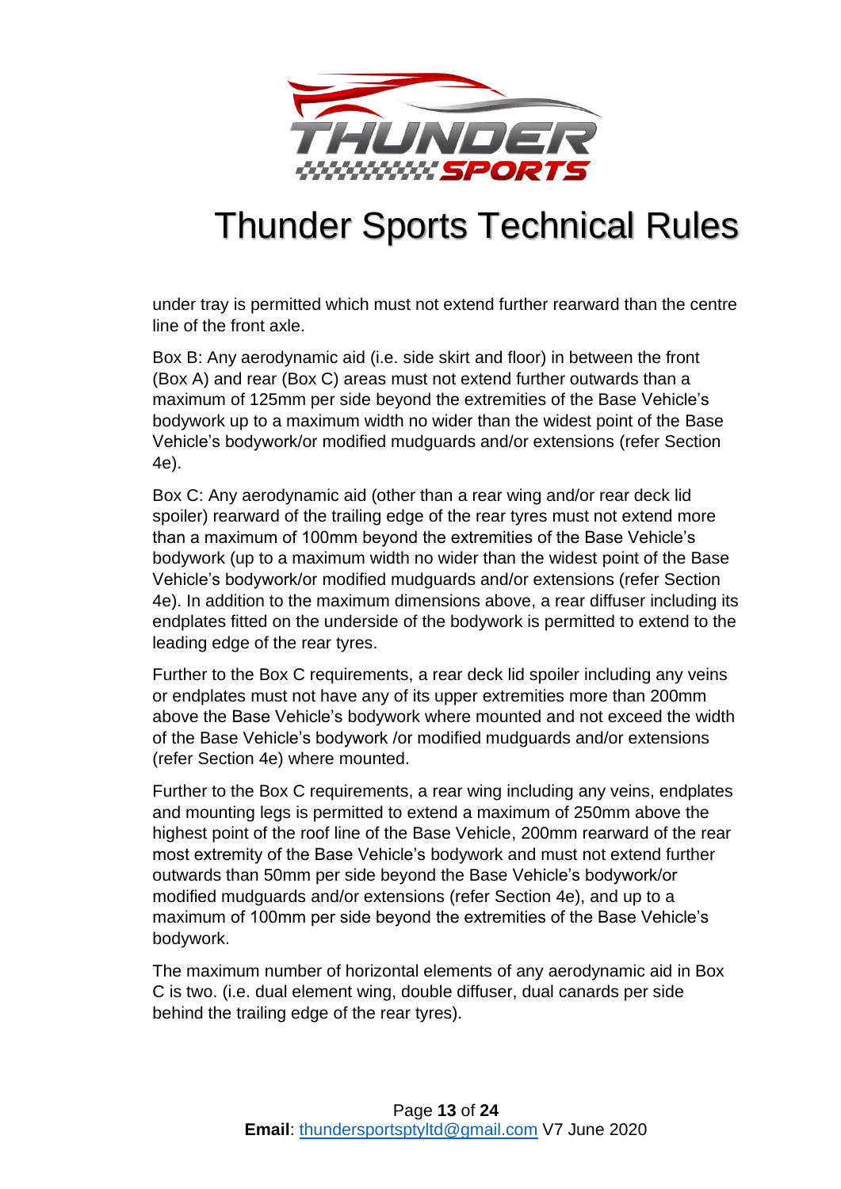under tray is permitted which must not extend further rearward than the centre line of the front axle.

Box B: Any aerodynamic aid (i.e. side skirt and floor) in between the front (Box A) and rear (Box C) areas must not extend further outwards than a maximum of 125mm per side beyond the extremities of the Base Vehicle's bodywork up to a maximum width no wider than the widest point of the Base Vehicle's bodywork/or modified mudguards and/or extensions (refer Section 4e).

Box C: Any aerodynamic aid (other than a rear wing and/or rear deck lid spoiler) rearward of the trailing edge of the rear tyres must not extend more than a maximum of 100mm beyond the extremities of the Base Vehicle's bodywork (up to a maximum width no wider than the widest point of the Base Vehicle's bodywork/or modified mudguards and/or extensions (refer Section 4e). In addition to the maximum dimensions above, a rear diffuser including its endplates fitted on the underside of the bodywork is permitted to extend to the leading edge of the rear tyres.

Further to the Box C requirements, a rear deck lid spoiler including any veins or endplates must not have any of its upper extremities more than 200mm above the Base Vehicle's bodywork where mounted and not exceed the width of the Base Vehicle's bodywork /or modified mudguards and/or extensions (refer Section 4e) where mounted.

Further to the Box C requirements, a rear wing including any veins, endplates and mounting legs is permitted to extend a maximum of 250mm above the highest point of the roof line of the Base Vehicle, 200mm rearward of the rear most extremity of the Base Vehicle's bodywork and must not extend further outwards than 50mm per side beyond the Base Vehicle's bodywork/or modified mudguards and/or extensions (refer Section 4e), and up to a maximum of 100mm per side beyond the extremities of the Base Vehicle's bodywork.

The maximum number of horizontal elements of any aerodynamic aid in Box C is two. (i.e. dual element wing, double diffuser, dual canards per side behind the trailing edge of the rear tyres).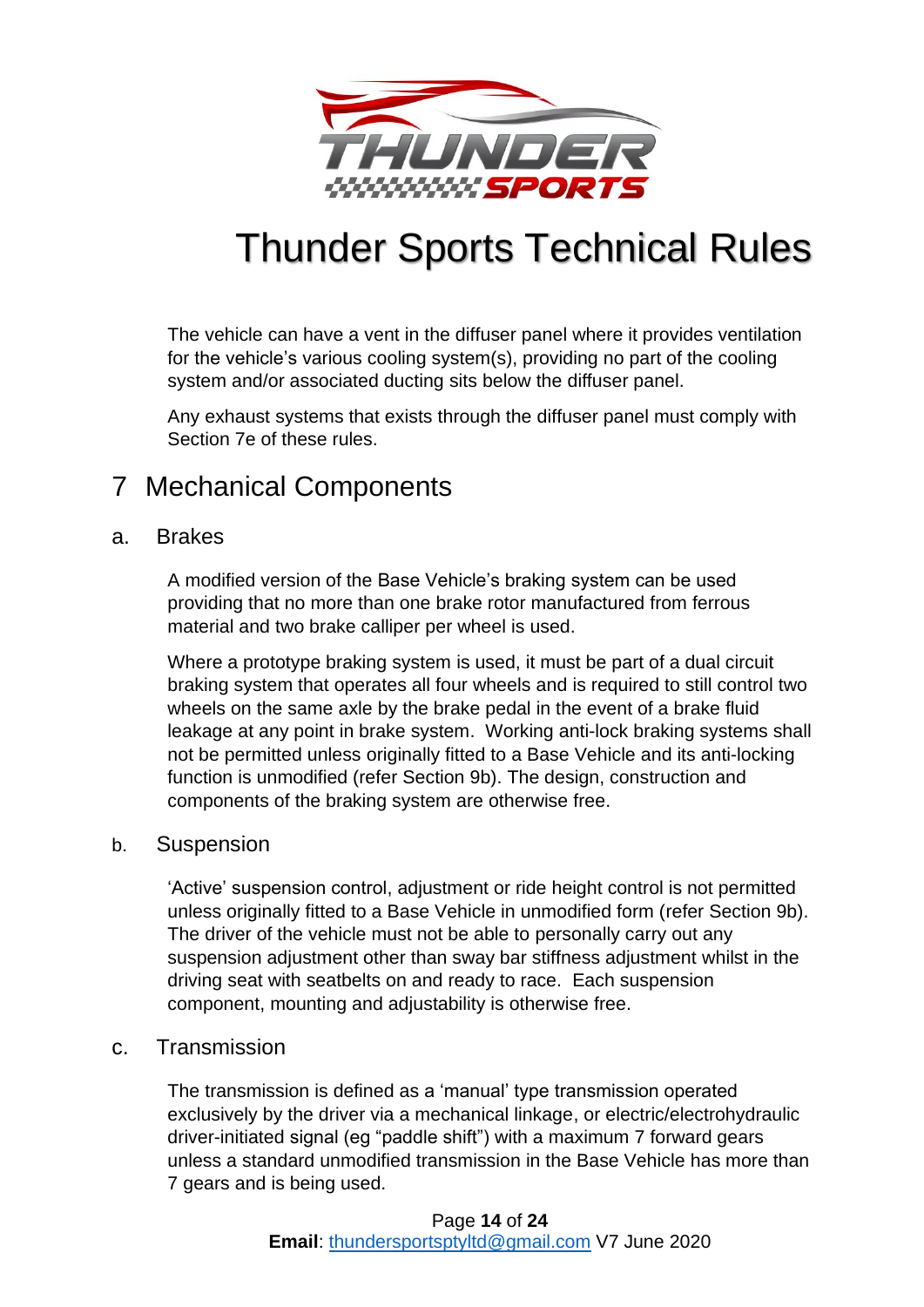The vehicle can have a vent in the diffuser panel where it provides ventilation for the vehicle's various cooling system(s), providing no part of the cooling system and/or associated ducting sits below the diffuser panel.

Any exhaust systems that exists through the diffuser panel must comply with Section 7e of these rules.

# 7 Mechanical Components

## a. Brakes

A modified version of the Base Vehicle's braking system can be used providing that no more than one brake rotor manufactured from ferrous material and two brake calliper per wheel is used.

Where a prototype braking system is used, it must be part of a dual circuit braking system that operates all four wheels and is required to still control two wheels on the same axle by the brake pedal in the event of a brake fluid leakage at any point in brake system. Working anti-lock braking systems shall not be permitted unless originally fitted to a Base Vehicle and its anti-locking function is unmodified (refer Section 9b). The design, construction and components of the braking system are otherwise free.

## b. Suspension

'Active' suspension control, adjustment or ride height control is not permitted unless originally fitted to a Base Vehicle in unmodified form (refer Section 9b). The driver of the vehicle must not be able to personally carry out any suspension adjustment other than sway bar stiffness adjustment whilst in the driving seat with seatbelts on and ready to race. Each suspension component, mounting and adjustability is otherwise free.

## c. Transmission

The transmission is defined as a 'manual' type transmission operated exclusively by the driver via a mechanical linkage, or electric/electrohydraulic driver-initiated signal (eg "paddle shift") with a maximum 7 forward gears unless a standard unmodified transmission in the Base Vehicle has more than 7 gears and is being used.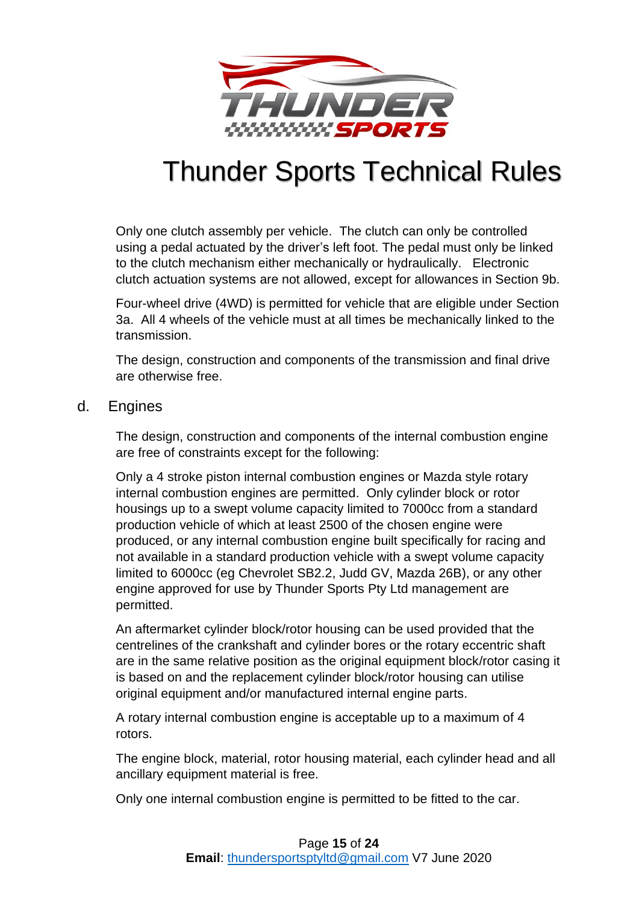Only one clutch assembly per vehicle. The clutch can only be controlled using a pedal actuated by the driver's left foot. The pedal must only be linked to the clutch mechanism either mechanically or hydraulically. Electronic clutch actuation systems are not allowed, except for allowances in Section 9b.

Four-wheel drive (4WD) is permitted for vehicle that are eligible under Section 3a. All 4 wheels of the vehicle must at all times be mechanically linked to the transmission.

The design, construction and components of the transmission and final drive are otherwise free.

## d. Engines

The design, construction and components of the internal combustion engine are free of constraints except for the following:

Only a 4 stroke piston internal combustion engines or Mazda style rotary internal combustion engines are permitted. Only cylinder block or rotor housings up to a swept volume capacity limited to 7000cc from a standard production vehicle of which at least 2500 of the chosen engine were produced, or any internal combustion engine built specifically for racing and not available in a standard production vehicle with a swept volume capacity limited to 6000cc (eg Chevrolet SB2.2, Judd GV, Mazda 26B), or any other engine approved for use by Thunder Sports Pty Ltd management are permitted.

An aftermarket cylinder block/rotor housing can be used provided that the centrelines of the crankshaft and cylinder bores or the rotary eccentric shaft are in the same relative position as the original equipment block/rotor casing it is based on and the replacement cylinder block/rotor housing can utilise original equipment and/or manufactured internal engine parts.

A rotary internal combustion engine is acceptable up to a maximum of 4 rotors.

The engine block, material, rotor housing material, each cylinder head and all ancillary equipment material is free.

Only one internal combustion engine is permitted to be fitted to the car.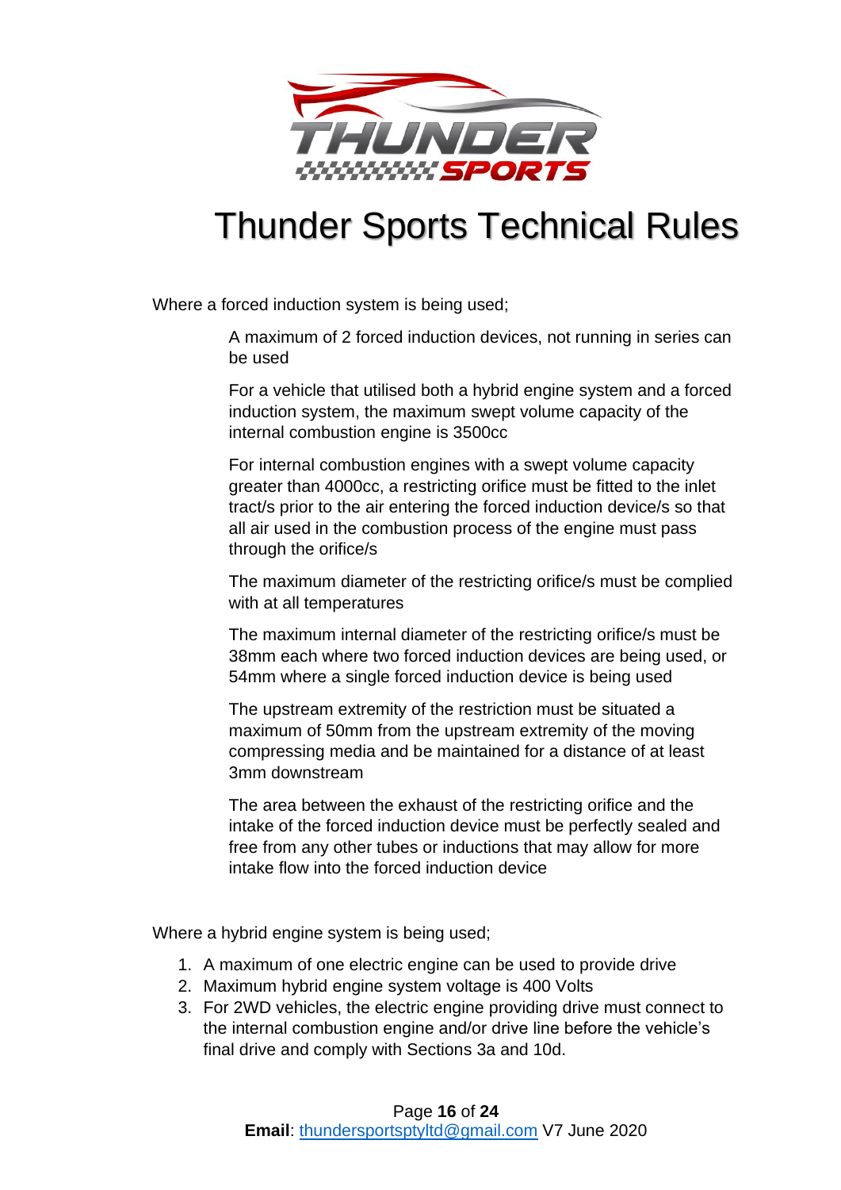Where a forced induction system is being used;

A maximum of 2 forced induction devices, not running in series can be used

For a vehicle that utilised both a hybrid engine system and a forced induction system, the maximum swept volume capacity of the internal combustion engine is 3500cc

For internal combustion engines with a swept volume capacity greater than 4000cc, a restricting orifice must be fitted to the inlet tract/s prior to the air entering the forced induction device/s so that all air used in the combustion process of the engine must pass through the orifice/s

The maximum diameter of the restricting orifice/s must be complied with at all temperatures

The maximum internal diameter of the restricting orifice/s must be 38mm each where two forced induction devices are being used, or 54mm where a single forced induction device is being used

The upstream extremity of the restriction must be situated a maximum of 50mm from the upstream extremity of the moving compressing media and be maintained for a distance of at least 3mm downstream

The area between the exhaust of the restricting orifice and the intake of the forced induction device must be perfectly sealed and free from any other tubes or inductions that may allow for more intake flow into the forced induction device

Where a hybrid engine system is being used;

1. A maximum of one electric engine can be used to provide drive
2. Maximum hybrid engine system voltage is 400 Volts
3. For 2WD vehicles, the electric engine providing drive must connect to the internal combustion engine and/or drive line before the vehicle's final drive and comply with Sections 3a and 10d.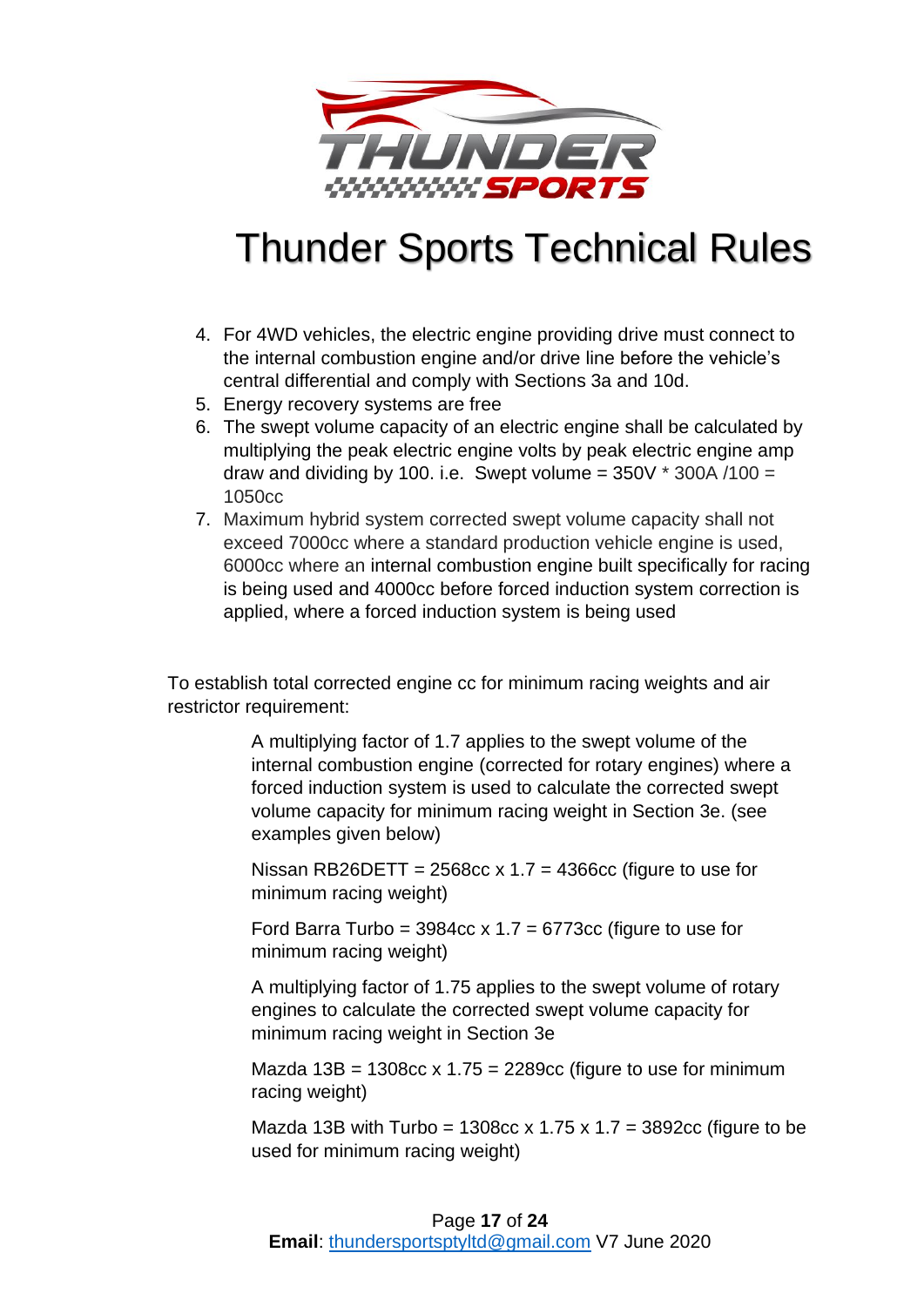# Thunder Sports Technical Rules

4. For 4WD vehicles, the electric engine providing drive must connect to the internal combustion engine and/or drive line before the vehicle's central differential and comply with Sections 3a and 10d.
5. Energy recovery systems are free
6. The swept volume capacity of an electric engine shall be calculated by multiplying the peak electric engine volts by peak electric engine amp draw and dividing by 100. i.e. Swept volume = 350V * 300A /100 = 1050cc
7. Maximum hybrid system corrected swept volume capacity shall not exceed 7000cc where a standard production vehicle engine is used, 6000cc where an internal combustion engine built specifically for racing is being used and 4000cc before forced induction system correction is applied, where a forced induction system is being used

To establish total corrected engine cc for minimum racing weights and air restrictor requirement:

A multiplying factor of 1.7 applies to the swept volume of the internal combustion engine (corrected for rotary engines) where a forced induction system is used to calculate the corrected swept volume capacity for minimum racing weight in Section 3e. (see examples given below)

Nissan RB26DETT = 2568cc x 1.7 = 4366cc (figure to use for minimum racing weight)

Ford Barra Turbo = 3984cc x 1.7 = 6773cc (figure to use for minimum racing weight)

A multiplying factor of 1.75 applies to the swept volume of rotary engines to calculate the corrected swept volume capacity for minimum racing weight in Section 3e

Mazda 13B = 1308cc x 1.75 = 2289cc (figure to use for minimum racing weight)

Mazda 13B with Turbo = 1308cc x 1.75 x 1.7 = 3892cc (figure to be used for minimum racing weight)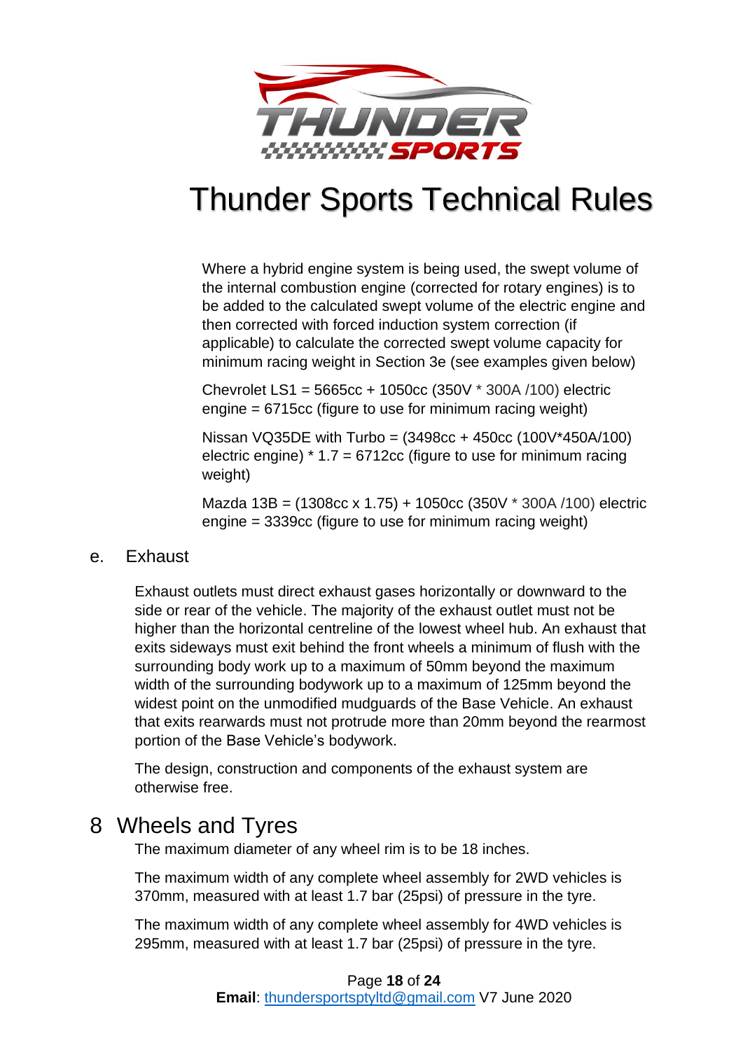Where a hybrid engine system is being used, the swept volume of the internal combustion engine (corrected for rotary engines) is to be added to the calculated swept volume of the electric engine and then corrected with forced induction system correction (if applicable) to calculate the corrected swept volume capacity for minimum racing weight in Section 3e (see examples given below)

Chevrolet LS1 = 5665cc + 1050cc (350V * 300A /100) electric engine = 6715cc (figure to use for minimum racing weight)

Nissan VQ35DE with Turbo = (3498cc + 450cc (100V*450A/100) electric engine) * 1.7 = 6712cc (figure to use for minimum racing weight)

Mazda 13B = (1308cc x 1.75) + 1050cc (350V * 300A /100) electric engine = 3339cc (figure to use for minimum racing weight)

## e. Exhaust

Exhaust outlets must direct exhaust gases horizontally or downward to the side or rear of the vehicle. The majority of the exhaust outlet must not be higher than the horizontal centreline of the lowest wheel hub. An exhaust that exits sideways must exit behind the front wheels a minimum of flush with the surrounding body work up to a maximum of 50mm beyond the maximum width of the surrounding bodywork up to a maximum of 125mm beyond the widest point on the unmodified mudguards of the Base Vehicle. An exhaust that exits rearwards must not protrude more than 20mm beyond the rearmost portion of the Base Vehicle's bodywork.

The design, construction and components of the exhaust system are otherwise free.

# 8 Wheels and Tyres

The maximum diameter of any wheel rim is to be 18 inches.

The maximum width of any complete wheel assembly for 2WD vehicles is 370mm, measured with at least 1.7 bar (25psi) of pressure in the tyre.

The maximum width of any complete wheel assembly for 4WD vehicles is 295mm, measured with at least 1.7 bar (25psi) of pressure in the tyre.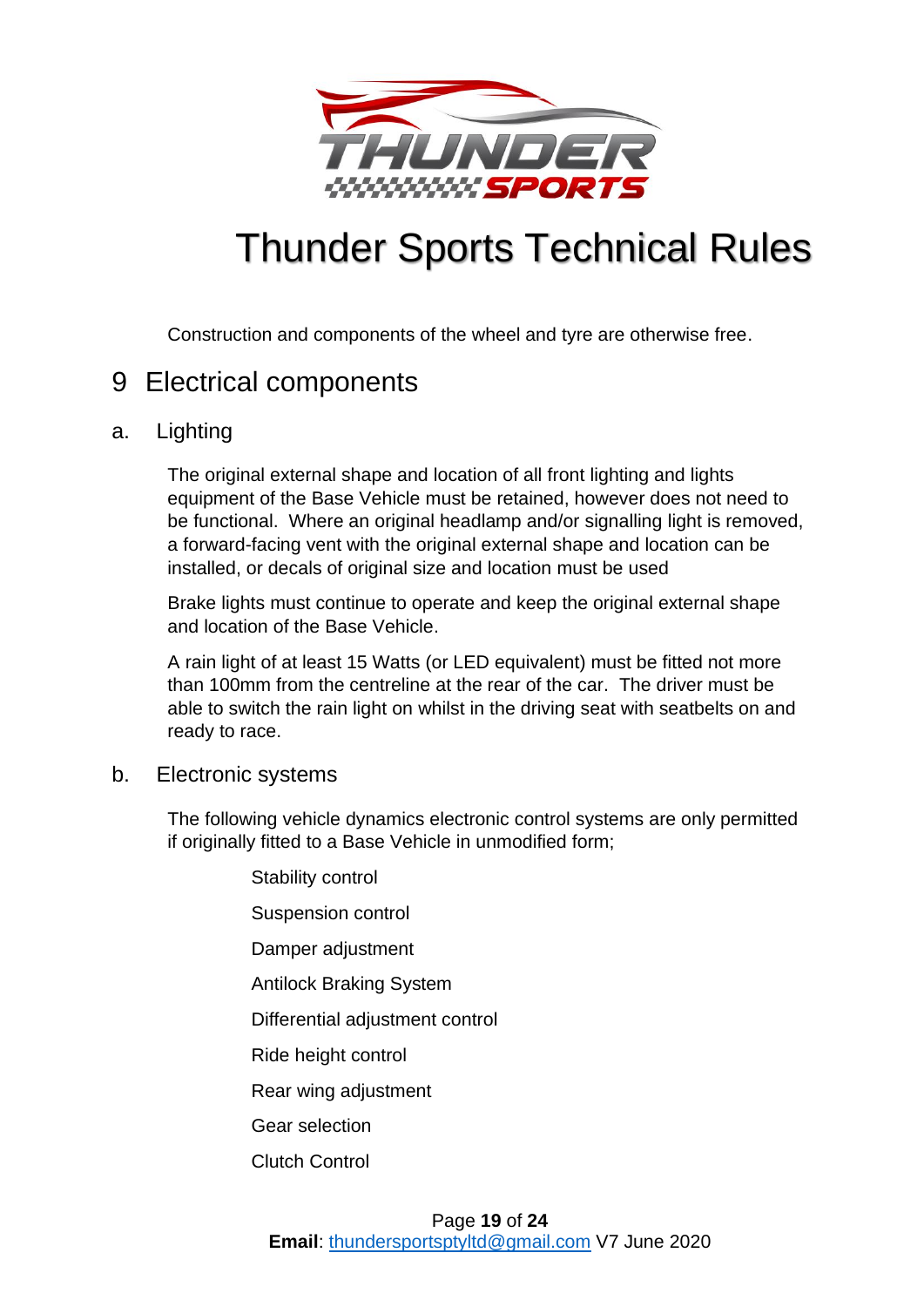Construction and components of the wheel and tyre are otherwise free.

# 9 Electrical components

## a. Lighting

The original external shape and location of all front lighting and lights equipment of the Base Vehicle must be retained, however does not need to be functional. Where an original headlamp and/or signalling light is removed, a forward-facing vent with the original external shape and location can be installed, or decals of original size and location must be used

Brake lights must continue to operate and keep the original external shape and location of the Base Vehicle.

A rain light of at least 15 Watts (or LED equivalent) must be fitted not more than 100mm from the centreline at the rear of the car. The driver must be able to switch the rain light on whilst in the driving seat with seatbelts on and ready to race.

## b. Electronic systems

The following vehicle dynamics electronic control systems are only permitted if originally fitted to a Base Vehicle in unmodified form;

- Stability control
- Suspension control
- Damper adjustment
- Antilock Braking System
- Differential adjustment control
- Ride height control
- Rear wing adjustment
- Gear selection
- Clutch Control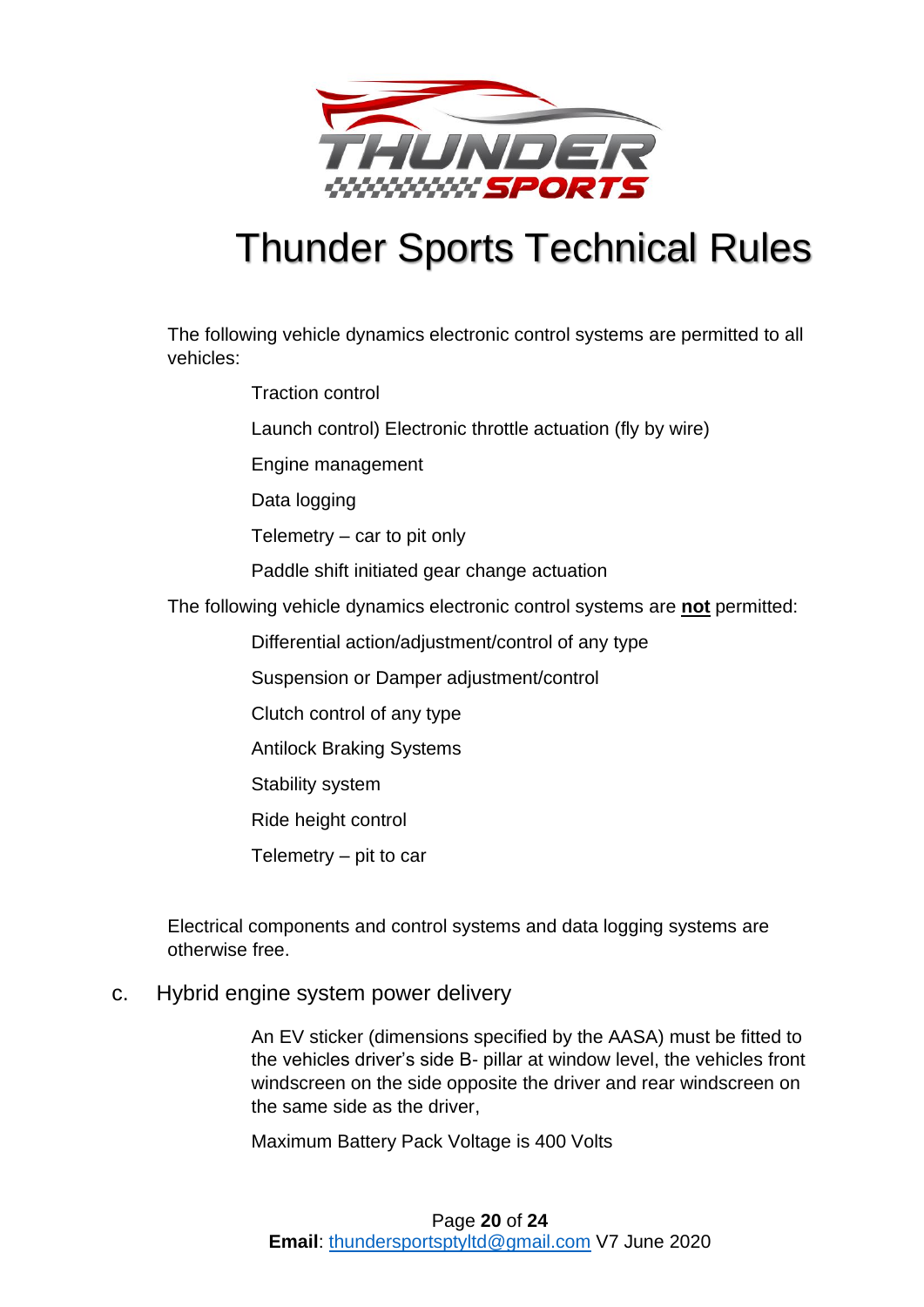# Thunder Sports Technical Rules

The following vehicle dynamics electronic control systems are permitted to all vehicles:

- Traction control
- Launch control) Electronic throttle actuation (fly by wire)
- Engine management
- Data logging
- Telemetry – car to pit only
- Paddle shift initiated gear change actuation

The following vehicle dynamics electronic control systems are **not** permitted:

- Differential action/adjustment/control of any type
- Suspension or Damper adjustment/control
- Clutch control of any type
- Antilock Braking Systems
- Stability system
- Ride height control
- Telemetry – pit to car

Electrical components and control systems and data logging systems are otherwise free.

c. Hybrid engine system power delivery

An EV sticker (dimensions specified by the AASA) must be fitted to the vehicles driver's side B- pillar at window level, the vehicles front windscreen on the side opposite the driver and rear windscreen on the same side as the driver,

Maximum Battery Pack Voltage is 400 Volts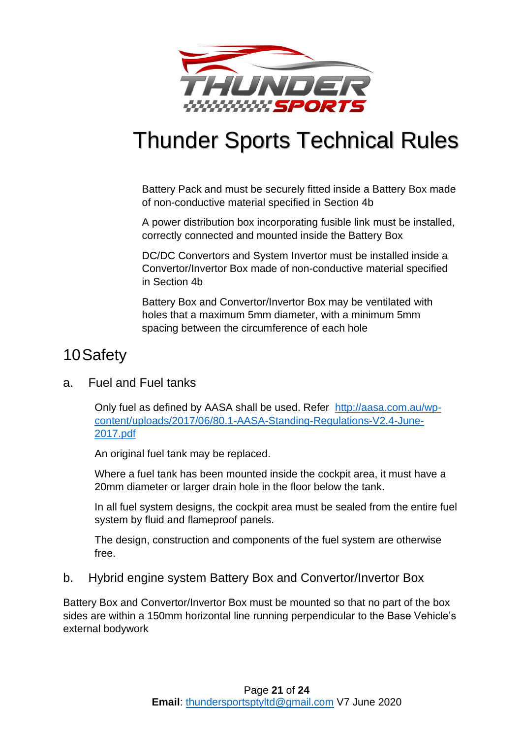Battery Pack and must be securely fitted inside a Battery Box made of non-conductive material specified in Section 4b

A power distribution box incorporating fusible link must be installed, correctly connected and mounted inside the Battery Box

DC/DC Convertors and System Invertor must be installed inside a Convertor/Invertor Box made of non-conductive material specified in Section 4b

Battery Box and Convertor/Invertor Box may be ventilated with holes that a maximum 5mm diameter, with a minimum 5mm spacing between the circumference of each hole

# 10 Safety

## a. Fuel and Fuel tanks

Only fuel as defined by AASA shall be used. Refer [http://aasa.com.au/wp-content/uploads/2017/06/80.1-AASA-Standing-Regulations-V2.4-June-2017.pdf](http://aasa.com.au/wp-content/uploads/2017/06/80.1-AASA-Standing-Regulations-V2.4-June-2017.pdf)

An original fuel tank may be replaced.

Where a fuel tank has been mounted inside the cockpit area, it must have a 20mm diameter or larger drain hole in the floor below the tank.

In all fuel system designs, the cockpit area must be sealed from the entire fuel system by fluid and flameproof panels.

The design, construction and components of the fuel system are otherwise free.

## b. Hybrid engine system Battery Box and Convertor/Invertor Box

Battery Box and Convertor/Invertor Box must be mounted so that no part of the box sides are within a 150mm horizontal line running perpendicular to the Base Vehicle's external bodywork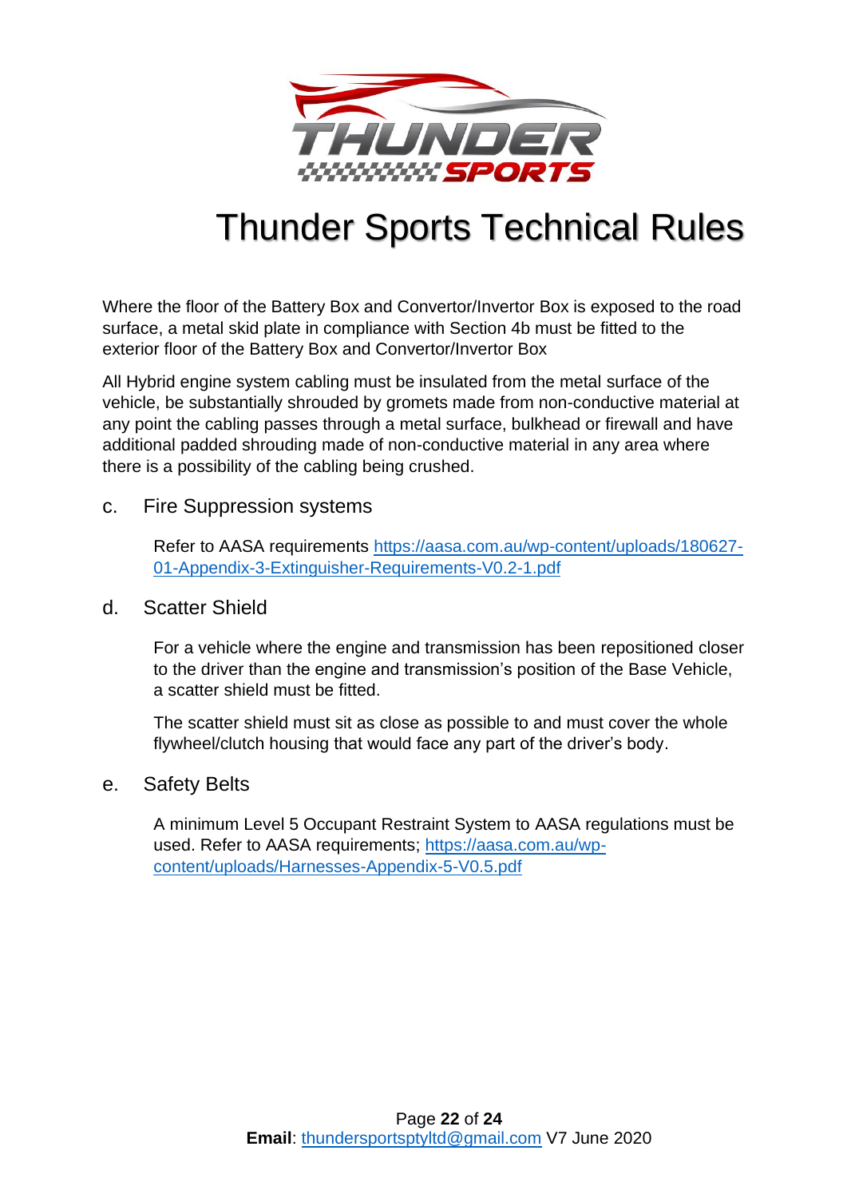Where the floor of the Battery Box and Convertor/Invertor Box is exposed to the road surface, a metal skid plate in compliance with Section 4b must be fitted to the exterior floor of the Battery Box and Convertor/Invertor Box

All Hybrid engine system cabling must be insulated from the metal surface of the vehicle, be substantially shrouded by gromets made from non-conductive material at any point the cabling passes through a metal surface, bulkhead or firewall and have additional padded shrouding made of non-conductive material in any area where there is a possibility of the cabling being crushed.

### c. Fire Suppression systems

Refer to AASA requirements https://aasa.com.au/wp-content/uploads/180627-01-Appendix-3-Extinguisher-Requirements-V0.2-1.pdf

### d. Scatter Shield

For a vehicle where the engine and transmission has been repositioned closer to the driver than the engine and transmission's position of the Base Vehicle, a scatter shield must be fitted.

The scatter shield must sit as close as possible to and must cover the whole flywheel/clutch housing that would face any part of the driver's body.

### e. Safety Belts

A minimum Level 5 Occupant Restraint System to AASA regulations must be used. Refer to AASA requirements; https://aasa.com.au/wp-content/uploads/Harnesses-Appendix-5-V0.5.pdf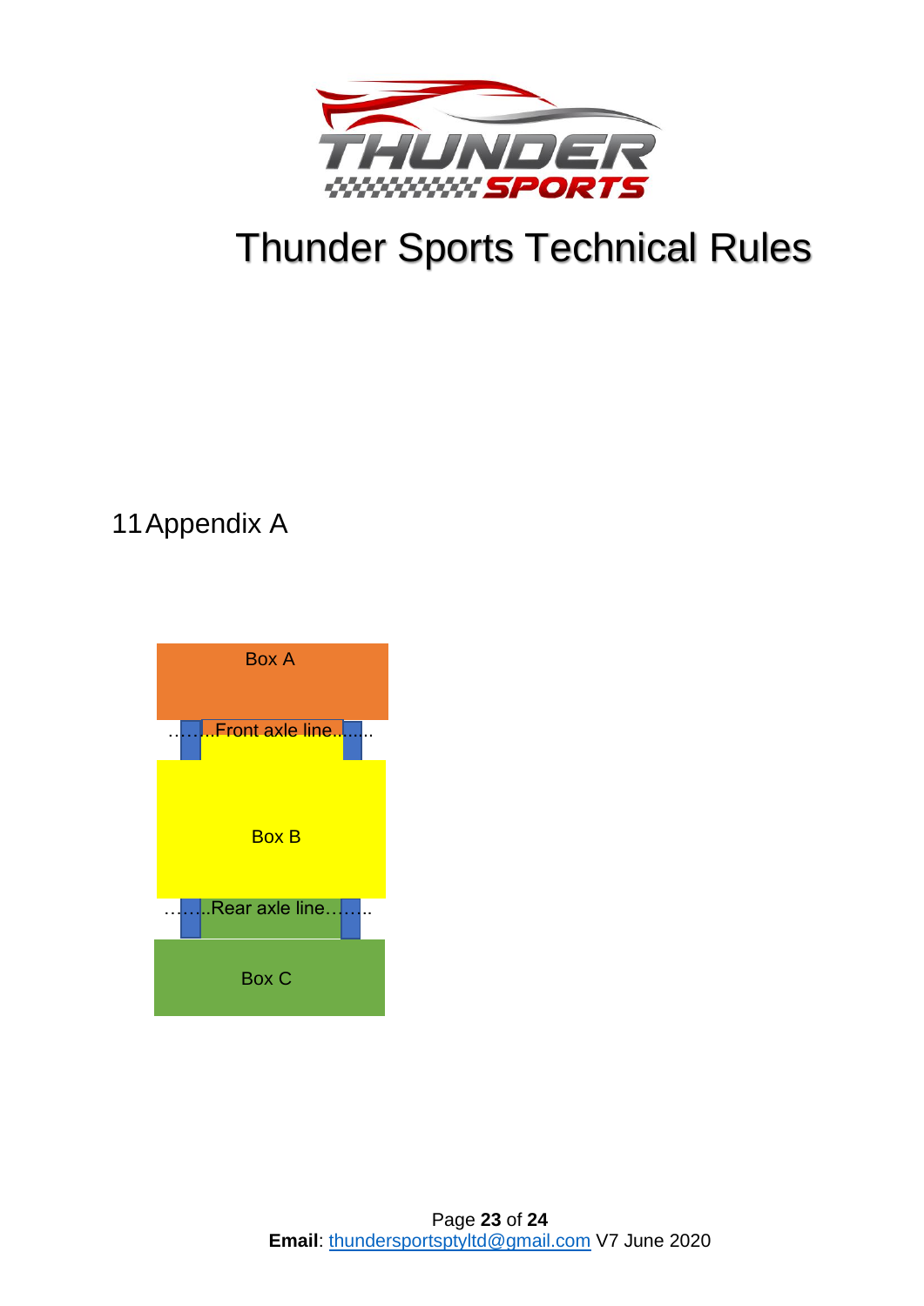# Thunder Sports Technical Rules

## 11 Appendix A

Box A

……..Front axle line……..

Box B

……..Rear axle line……..

Box C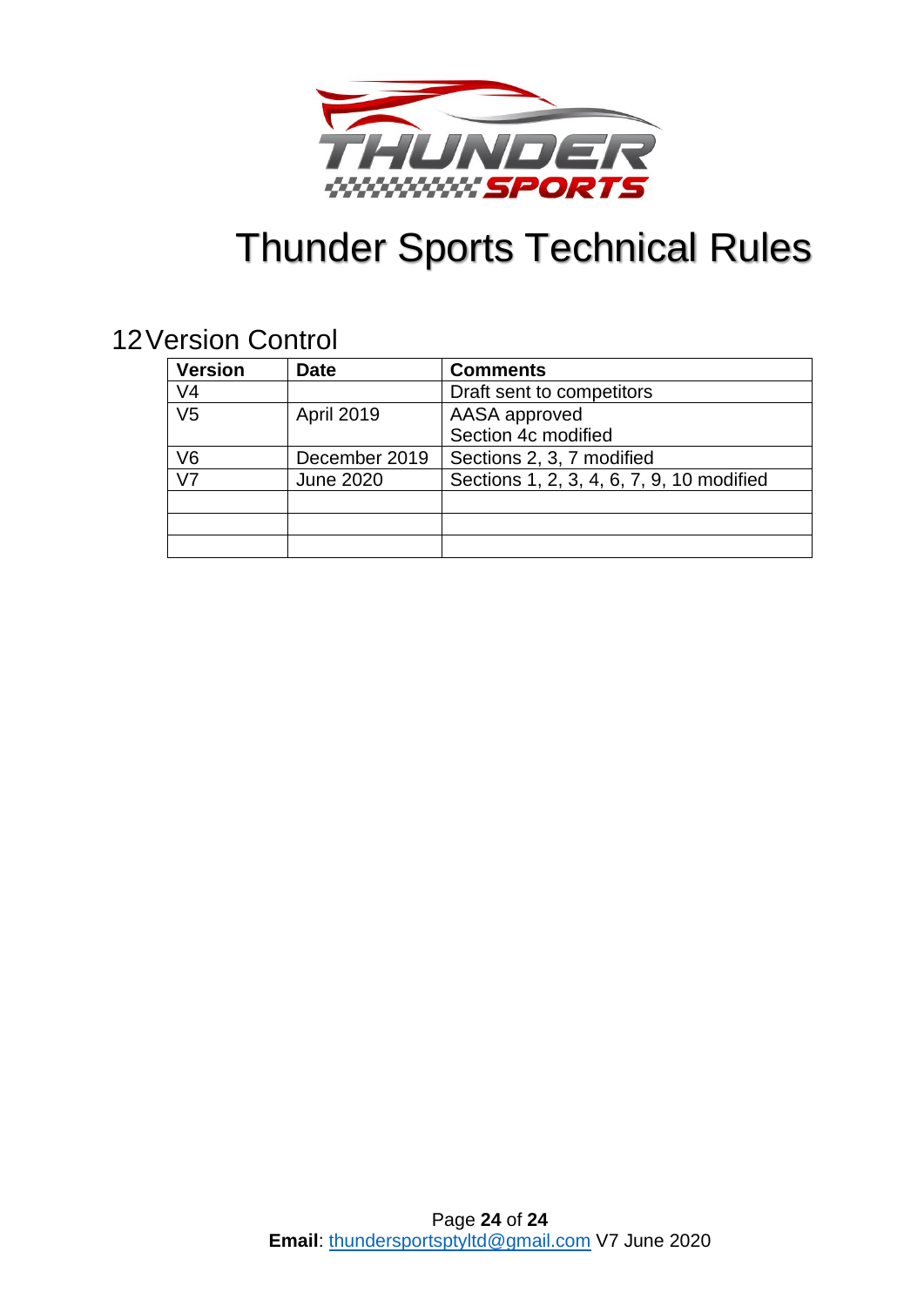# Thunder Sports Technical Rules

## 12 Version Control

| Version | Date | Comments |
|---|---|---|
| V4 | | Draft sent to competitors |
| V5 | April 2019 | AASA approved<br>Section 4c modified |
| V6 | December 2019 | Sections 2, 3, 7 modified |
| V7 | June 2020 | Sections 1, 2, 3, 4, 6, 7, 9, 10 modified |
| | | |
| | | |
| | | |